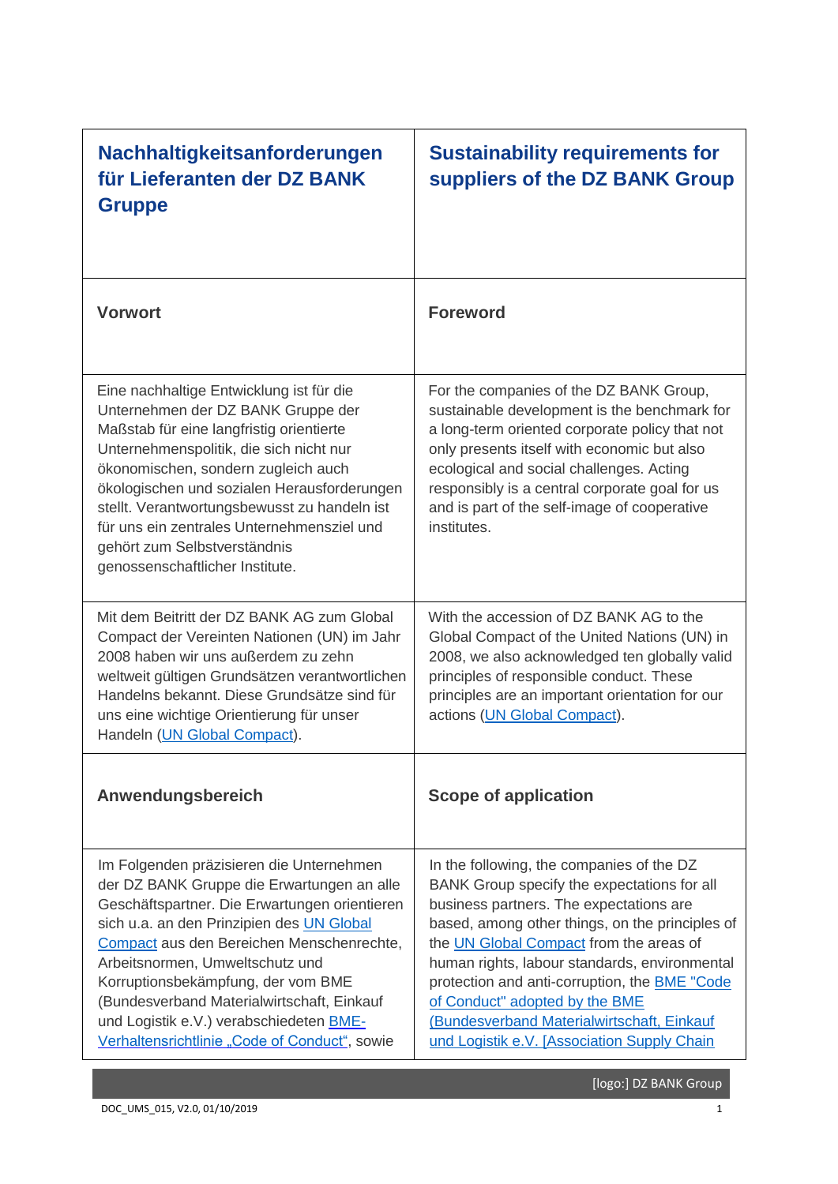| Nachhaltigkeitsanforderungen für Lieferanten der DZ BANK Gruppe | Sustainability requirements for suppliers of the DZ BANK Group |
|---|---|
| **Vorwort** | **Foreword** |
| Eine nachhaltige Entwicklung ist für die Unternehmen der DZ BANK Gruppe der Maßstab für eine langfristig orientierte Unternehmenspolitik, die sich nicht nur ökonomischen, sondern zugleich auch ökologischen und sozialen Herausforderungen stellt. Verantwortungsbewusst zu handeln ist für uns ein zentrales Unternehmensziel und gehört zum Selbstverständnis genossenschaftlicher Institute. | For the companies of the DZ BANK Group, sustainable development is the benchmark for a long-term oriented corporate policy that not only presents itself with economic but also ecological and social challenges. Acting responsibly is a central corporate goal for us and is part of the self-image of cooperative institutes. |
| Mit dem Beitritt der DZ BANK AG zum Global Compact der Vereinten Nationen (UN) im Jahr 2008 haben wir uns außerdem zu zehn weltweit gültigen Grundsätzen verantwortlichen Handelns bekannt. Diese Grundsätze sind für uns eine wichtige Orientierung für unser Handeln (UN Global Compact). | With the accession of DZ BANK AG to the Global Compact of the United Nations (UN) in 2008, we also acknowledged ten globally valid principles of responsible conduct. These principles are an important orientation for our actions (UN Global Compact). |
| **Anwendungsbereich** | **Scope of application** |
| Im Folgenden präzisieren die Unternehmen der DZ BANK Gruppe die Erwartungen an alle Geschäftspartner. Die Erwartungen orientieren sich u.a. an den Prinzipien des UN Global Compact aus den Bereichen Menschenrechte, Arbeitsnormen, Umweltschutz und Korruptionsbekämpfung, der vom BME (Bundesverband Materialwirtschaft, Einkauf und Logistik e.V.) verabschiedeten BME-Verhaltensrichtlinie „Code of Conduct", sowie | In the following, the companies of the DZ BANK Group specify the expectations for all business partners. The expectations are based, among other things, on the principles of the UN Global Compact from the areas of human rights, labour standards, environmental protection and anti-corruption, the BME "Code of Conduct" adopted by the BME (Bundesverband Materialwirtschaft, Einkauf und Logistik e.V. [Association Supply Chain |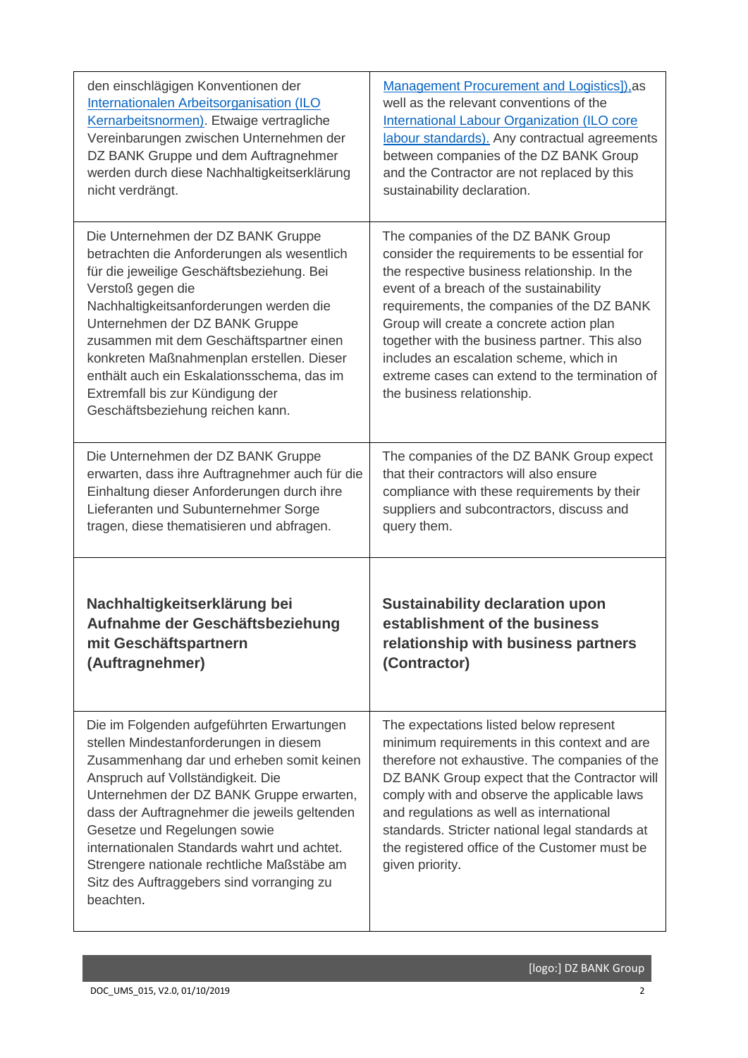| | |
|---|---|
| den einschlägigen Konventionen der Internationalen Arbeitsorganisation (ILO Kernarbeitsnormen). Etwaige vertragliche Vereinbarungen zwischen Unternehmen der DZ BANK Gruppe und dem Auftragnehmer werden durch diese Nachhaltigkeitserklärung nicht verdrängt. | Management Procurement and Logistics]),as well as the relevant conventions of the International Labour Organization (ILO core labour standards). Any contractual agreements between companies of the DZ BANK Group and the Contractor are not replaced by this sustainability declaration. |
| Die Unternehmen der DZ BANK Gruppe betrachten die Anforderungen als wesentlich für die jeweilige Geschäftsbeziehung. Bei Verstoß gegen die Nachhaltigkeitsanforderungen werden die Unternehmen der DZ BANK Gruppe zusammen mit dem Geschäftspartner einen konkreten Maßnahmenplan erstellen. Dieser enthält auch ein Eskalationsschema, das im Extremfall bis zur Kündigung der Geschäftsbeziehung reichen kann. | The companies of the DZ BANK Group consider the requirements to be essential for the respective business relationship. In the event of a breach of the sustainability requirements, the companies of the DZ BANK Group will create a concrete action plan together with the business partner. This also includes an escalation scheme, which in extreme cases can extend to the termination of the business relationship. |
| Die Unternehmen der DZ BANK Gruppe erwarten, dass ihre Auftragnehmer auch für die Einhaltung dieser Anforderungen durch ihre Lieferanten und Subunternehmer Sorge tragen, diese thematisieren und abfragen. | The companies of the DZ BANK Group expect that their contractors will also ensure compliance with these requirements by their suppliers and subcontractors, discuss and query them. |
| **Nachhaltigkeitserklärung bei Aufnahme der Geschäftsbeziehung mit Geschäftspartnern (Auftragnehmer)** | **Sustainability declaration upon establishment of the business relationship with business partners (Contractor)** |
| Die im Folgenden aufgeführten Erwartungen stellen Mindestanforderungen in diesem Zusammenhang dar und erheben somit keinen Anspruch auf Vollständigkeit. Die Unternehmen der DZ BANK Gruppe erwarten, dass der Auftragnehmer die jeweils geltenden Gesetze und Regelungen sowie internationalen Standards wahrt und achtet. Strengere nationale rechtliche Maßstäbe am Sitz des Auftraggebers sind vorranging zu beachten. | The expectations listed below represent minimum requirements in this context and are therefore not exhaustive. The companies of the DZ BANK Group expect that the Contractor will comply with and observe the applicable laws and regulations as well as international standards. Stricter national legal standards at the registered office of the Customer must be given priority. |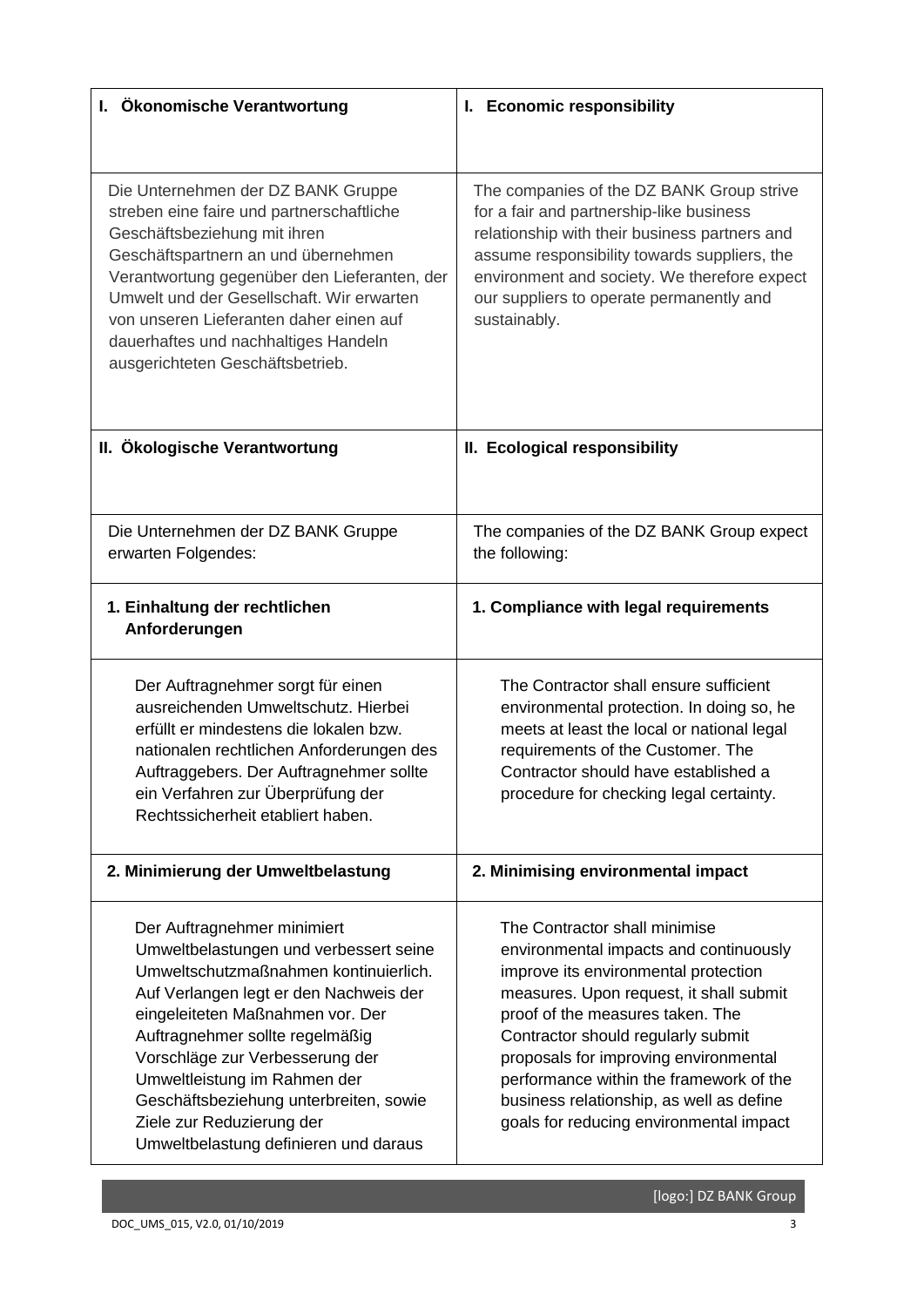| I. Ökonomische Verantwortung | I. Economic responsibility |
|---|---|
| Die Unternehmen der DZ BANK Gruppe streben eine faire und partnerschaftliche Geschäftsbeziehung mit ihren Geschäftspartnern an und übernehmen Verantwortung gegenüber den Lieferanten, der Umwelt und der Gesellschaft. Wir erwarten von unseren Lieferanten daher einen auf dauerhaftes und nachhaltiges Handeln ausgerichteten Geschäftsbetrieb. | The companies of the DZ BANK Group strive for a fair and partnership-like business relationship with their business partners and assume responsibility towards suppliers, the environment and society. We therefore expect our suppliers to operate permanently and sustainably. |
| **II. Ökologische Verantwortung** | **II. Ecological responsibility** |
| Die Unternehmen der DZ BANK Gruppe erwarten Folgendes: | The companies of the DZ BANK Group expect the following: |
| **1. Einhaltung der rechtlichen Anforderungen** | **1. Compliance with legal requirements** |
| Der Auftragnehmer sorgt für einen ausreichenden Umweltschutz. Hierbei erfüllt er mindestens die lokalen bzw. nationalen rechtlichen Anforderungen des Auftraggebers. Der Auftragnehmer sollte ein Verfahren zur Überprüfung der Rechtssicherheit etabliert haben. | The Contractor shall ensure sufficient environmental protection. In doing so, he meets at least the local or national legal requirements of the Customer. The Contractor should have established a procedure for checking legal certainty. |
| **2. Minimierung der Umweltbelastung** | **2. Minimising environmental impact** |
| Der Auftragnehmer minimiert Umweltbelastungen und verbessert seine Umweltschutzmaßnahmen kontinuierlich. Auf Verlangen legt er den Nachweis der eingeleiteten Maßnahmen vor. Der Auftragnehmer sollte regelmäßig Vorschläge zur Verbesserung der Umweltleistung im Rahmen der Geschäftsbeziehung unterbreiten, sowie Ziele zur Reduzierung der Umweltbelastung definieren und daraus | The Contractor shall minimise environmental impacts and continuously improve its environmental protection measures. Upon request, it shall submit proof of the measures taken. The Contractor should regularly submit proposals for improving environmental performance within the framework of the business relationship, as well as define goals for reducing environmental impact |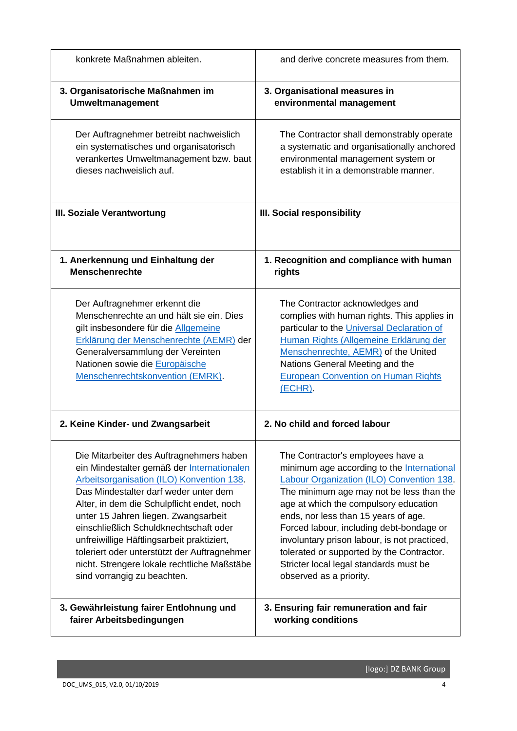| | |
|---|---|
| konkrete Maßnahmen ableiten. | and derive concrete measures from them. |
| **3. Organisatorische Maßnahmen im Umweltmanagement** | **3. Organisational measures in environmental management** |
| Der Auftragnehmer betreibt nachweislich ein systematisches und organisatorisch verankertes Umweltmanagement bzw. baut dieses nachweislich auf. | The Contractor shall demonstrably operate a systematic and organisationally anchored environmental management system or establish it in a demonstrable manner. |
| **III. Soziale Verantwortung** | **III. Social responsibility** |
| **1. Anerkennung und Einhaltung der Menschenrechte** | **1. Recognition and compliance with human rights** |
| Der Auftragnehmer erkennt die Menschenrechte an und hält sie ein. Dies gilt insbesondere für die Allgemeine Erklärung der Menschenrechte (AEMR) der Generalversammlung der Vereinten Nationen sowie die Europäische Menschenrechtskonvention (EMRK). | The Contractor acknowledges and complies with human rights. This applies in particular to the Universal Declaration of Human Rights (Allgemeine Erklärung der Menschenrechte, AEMR) of the United Nations General Meeting and the European Convention on Human Rights (ECHR). |
| **2. Keine Kinder- und Zwangsarbeit** | **2. No child and forced labour** |
| Die Mitarbeiter des Auftragnehmers haben ein Mindestalter gemäß der Internationalen Arbeitsorganisation (ILO) Konvention 138. Das Mindestalter darf weder unter dem Alter, in dem die Schulpflicht endet, noch unter 15 Jahren liegen. Zwangsarbeit einschließlich Schuldknechtschaft oder unfreiwillige Häftlingsarbeit praktiziert, toleriert oder unterstützt der Auftragnehmer nicht. Strengere lokale rechtliche Maßstäbe sind vorrangig zu beachten. | The Contractor's employees have a minimum age according to the International Labour Organization (ILO) Convention 138. The minimum age may not be less than the age at which the compulsory education ends, nor less than 15 years of age. Forced labour, including debt-bondage or involuntary prison labour, is not practiced, tolerated or supported by the Contractor. Stricter local legal standards must be observed as a priority. |
| **3. Gewährleistung fairer Entlohnung und fairer Arbeitsbedingungen** | **3. Ensuring fair remuneration and fair working conditions** |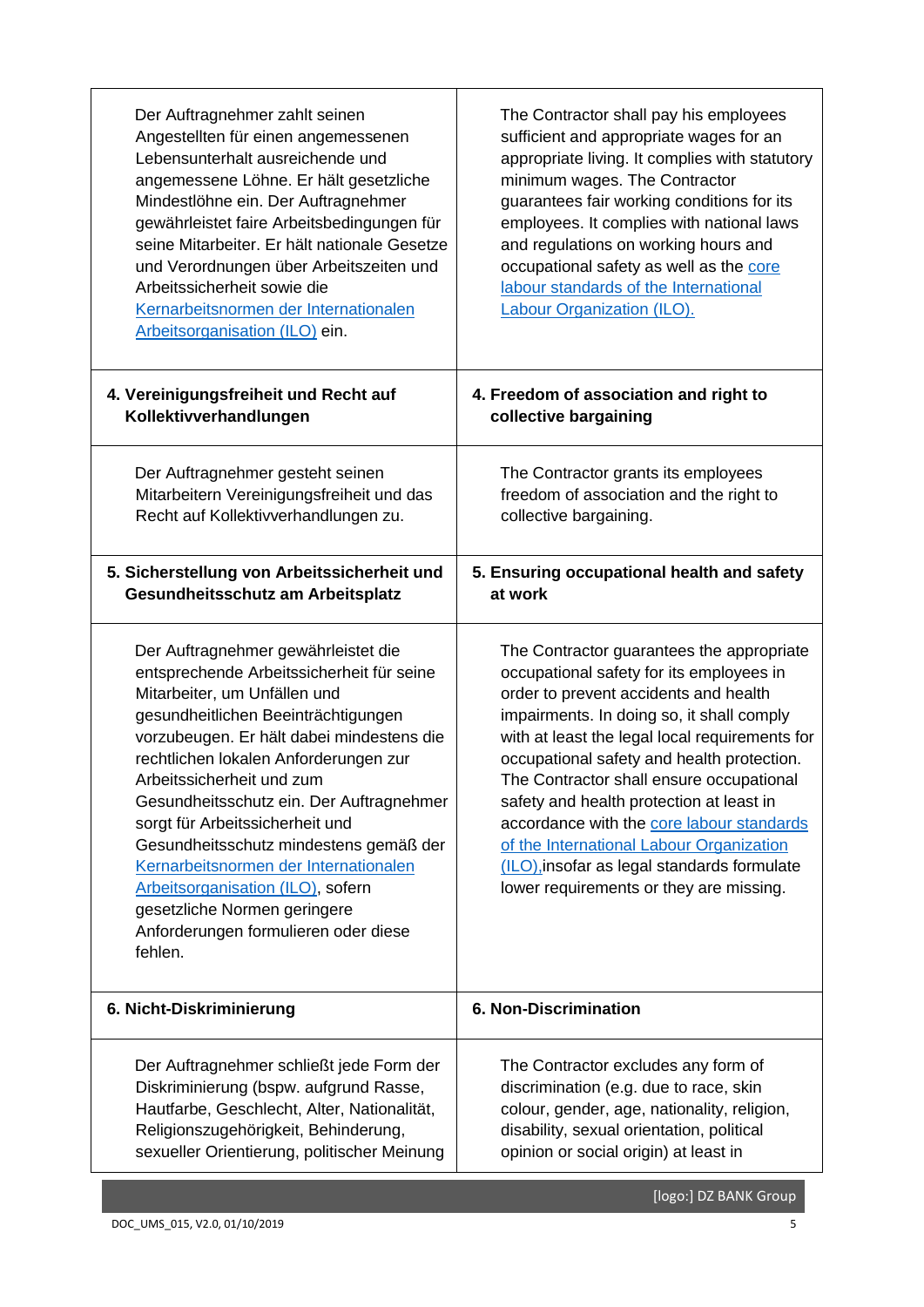| | |
|---|---|
| Der Auftragnehmer zahlt seinen Angestellten für einen angemessenen Lebensunterhalt ausreichende und angemessene Löhne. Er hält gesetzliche Mindestlöhne ein. Der Auftragnehmer gewährleistet faire Arbeitsbedingungen für seine Mitarbeiter. Er hält nationale Gesetze und Verordnungen über Arbeitszeiten und Arbeitssicherheit sowie die Kernarbeitsnormen der Internationalen Arbeitsorganisation (ILO) ein. | The Contractor shall pay his employees sufficient and appropriate wages for an appropriate living. It complies with statutory minimum wages. The Contractor guarantees fair working conditions for its employees. It complies with national laws and regulations on working hours and occupational safety as well as the core labour standards of the International Labour Organization (ILO). |
| **4. Vereinigungsfreiheit und Recht auf Kollektivverhandlungen** | **4. Freedom of association and right to collective bargaining** |
| Der Auftragnehmer gesteht seinen Mitarbeitern Vereinigungsfreiheit und das Recht auf Kollektivverhandlungen zu. | The Contractor grants its employees freedom of association and the right to collective bargaining. |
| **5. Sicherstellung von Arbeitssicherheit und Gesundheitsschutz am Arbeitsplatz** | **5. Ensuring occupational health and safety at work** |
| Der Auftragnehmer gewährleistet die entsprechende Arbeitssicherheit für seine Mitarbeiter, um Unfällen und gesundheitlichen Beeinträchtigungen vorzubeugen. Er hält dabei mindestens die rechtlichen lokalen Anforderungen zur Arbeitssicherheit und zum Gesundheitsschutz ein. Der Auftragnehmer sorgt für Arbeitssicherheit und Gesundheitsschutz mindestens gemäß der Kernarbeitsnormen der Internationalen Arbeitsorganisation (ILO), sofern gesetzliche Normen geringere Anforderungen formulieren oder diese fehlen. | The Contractor guarantees the appropriate occupational safety for its employees in order to prevent accidents and health impairments. In doing so, it shall comply with at least the legal local requirements for occupational safety and health protection. The Contractor shall ensure occupational safety and health protection at least in accordance with the core labour standards of the International Labour Organization (ILO),insofar as legal standards formulate lower requirements or they are missing. |
| **6. Nicht-Diskriminierung** | **6. Non-Discrimination** |
| Der Auftragnehmer schließt jede Form der Diskriminierung (bspw. aufgrund Rasse, Hautfarbe, Geschlecht, Alter, Nationalität, Religionszugehörigkeit, Behinderung, sexueller Orientierung, politischer Meinung | The Contractor excludes any form of discrimination (e.g. due to race, skin colour, gender, age, nationality, religion, disability, sexual orientation, political opinion or social origin) at least in |

[logo:] DZ BANK Group

DOC_UMS_015, V2.0, 01/10/2019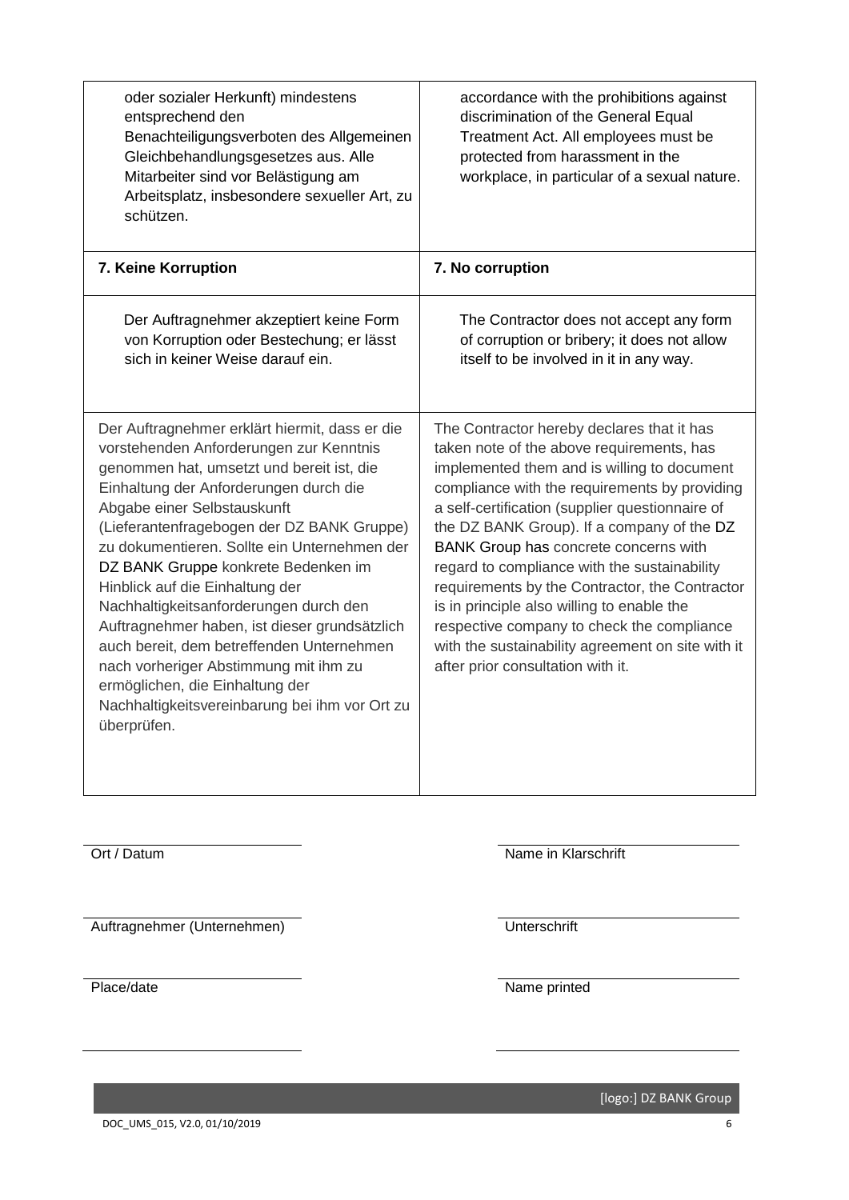| | |
|---|---|
| oder sozialer Herkunft) mindestens entsprechend den Benachteiligungsverboten des Allgemeinen Gleichbehandlungsgesetzes aus. Alle Mitarbeiter sind vor Belästigung am Arbeitsplatz, insbesondere sexueller Art, zu schützen. | accordance with the prohibitions against discrimination of the General Equal Treatment Act. All employees must be protected from harassment in the workplace, in particular of a sexual nature. |
| **7. Keine Korruption** | **7. No corruption** |
| Der Auftragnehmer akzeptiert keine Form von Korruption oder Bestechung; er lässt sich in keiner Weise darauf ein. | The Contractor does not accept any form of corruption or bribery; it does not allow itself to be involved in it in any way. |
| Der Auftragnehmer erklärt hiermit, dass er die vorstehenden Anforderungen zur Kenntnis genommen hat, umsetzt und bereit ist, die Einhaltung der Anforderungen durch die Abgabe einer Selbstauskunft (Lieferantenfragebogen der DZ BANK Gruppe) zu dokumentieren. Sollte ein Unternehmen der DZ BANK Gruppe konkrete Bedenken im Hinblick auf die Einhaltung der Nachhaltigkeitsanforderungen durch den Auftragnehmer haben, ist dieser grundsätzlich auch bereit, dem betreffenden Unternehmen nach vorheriger Abstimmung mit ihm zu ermöglichen, die Einhaltung der Nachhaltigkeitsvereinbarung bei ihm vor Ort zu überprüfen. | The Contractor hereby declares that it has taken note of the above requirements, has implemented them and is willing to document compliance with the requirements by providing a self-certification (supplier questionnaire of the DZ BANK Group). If a company of the DZ BANK Group has concrete concerns with regard to compliance with the sustainability requirements by the Contractor, the Contractor is in principle also willing to enable the respective company to check the compliance with the sustainability agreement on site with it after prior consultation with it. |

| | |
|---|---|
| Ort / Datum | Name in Klarschrift |
| Auftragnehmer (Unternehmen) | Unterschrift |
| Place/date | Name printed |

[logo:] DZ BANK Group

DOC_UMS_015, V2.0, 01/10/2019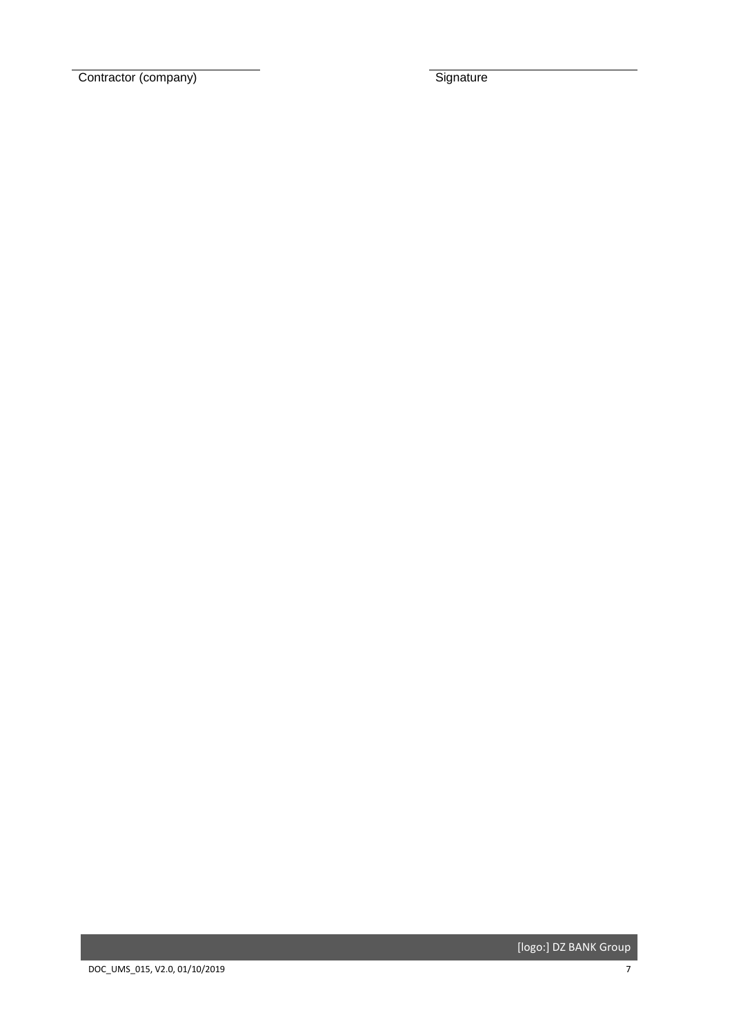| | |
|---|---|
| Contractor (company) | Signature |